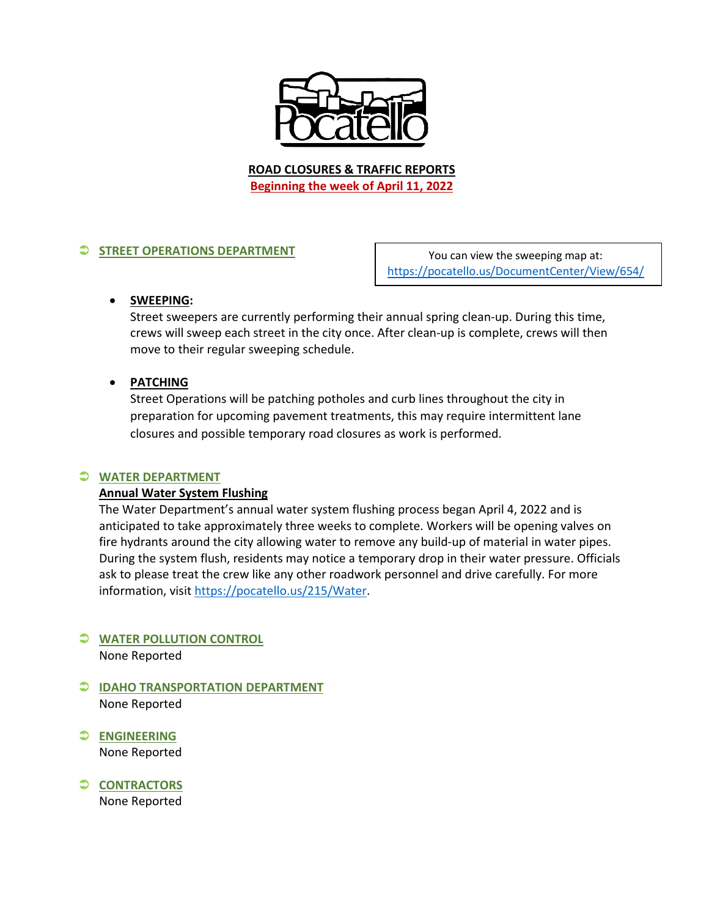# ROAD CLOSURES & TRAFFIC REPORTS

**Beginning the week of April 11, 2022**

## STREET OPERATIONS DEPARTMENT

You can view the sweeping map at: https://pocatello.us/DocumentCenter/View/654/

- **SWEEPING:**
  Street sweepers are currently performing their annual spring clean-up. During this time, crews will sweep each street in the city once. After clean-up is complete, crews will then move to their regular sweeping schedule.

- **PATCHING**
  Street Operations will be patching potholes and curb lines throughout the city in preparation for upcoming pavement treatments, this may require intermittent lane closures and possible temporary road closures as work is performed.

## WATER DEPARTMENT

**Annual Water System Flushing**

The Water Department's annual water system flushing process began April 4, 2022 and is anticipated to take approximately three weeks to complete. Workers will be opening valves on fire hydrants around the city allowing water to remove any build-up of material in water pipes. During the system flush, residents may notice a temporary drop in their water pressure. Officials ask to please treat the crew like any other roadwork personnel and drive carefully. For more information, visit https://pocatello.us/215/Water.

## WATER POLLUTION CONTROL

None Reported

## IDAHO TRANSPORTATION DEPARTMENT

None Reported

## ENGINEERING

None Reported

## CONTRACTORS

None Reported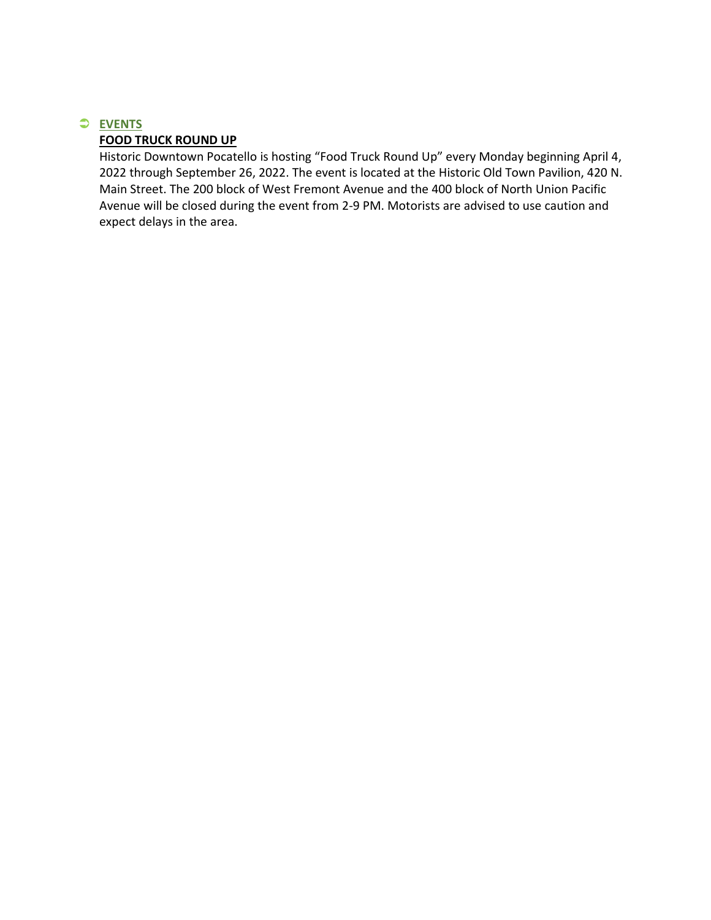- **EVENTS**

  **FOOD TRUCK ROUND UP**

  Historic Downtown Pocatello is hosting "Food Truck Round Up" every Monday beginning April 4, 2022 through September 26, 2022. The event is located at the Historic Old Town Pavilion, 420 N. Main Street. The 200 block of West Fremont Avenue and the 400 block of North Union Pacific Avenue will be closed during the event from 2-9 PM. Motorists are advised to use caution and expect delays in the area.